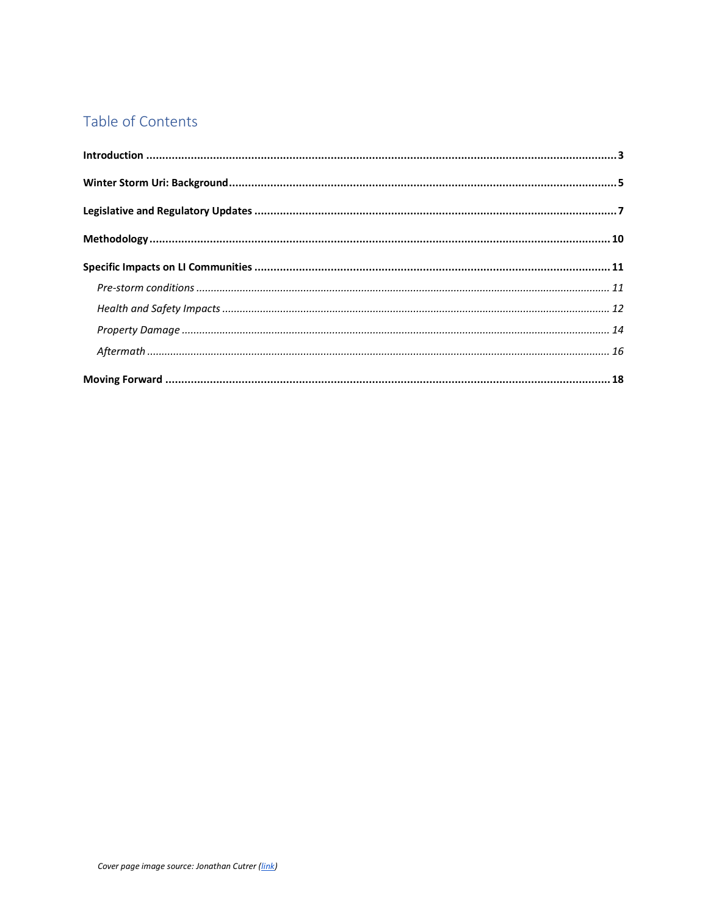## Table of Contents

**Introduction** ........................................ **3**

**Winter Storm Uri: Background** ........................................ **5**

**Legislative and Regulatory Updates** ........................................ **7**

**Methodology** ........................................ **10**

**Specific Impacts on LI Communities** ........................................ **11**

- *Pre-storm conditions* ........................................ *11*
- *Health and Safety Impacts* ........................................ *12*
- *Property Damage* ........................................ *14*
- *Aftermath* ........................................ *16*

**Moving Forward** ........................................ **18**

*Cover page image source: Jonathan Cutrer (link)*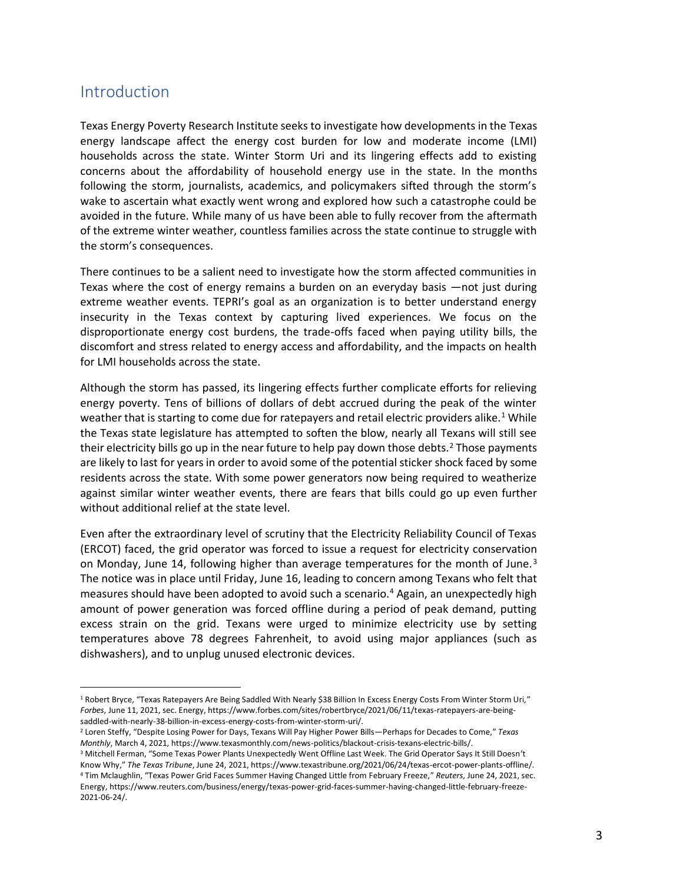## Introduction

Texas Energy Poverty Research Institute seeks to investigate how developments in the Texas energy landscape affect the energy cost burden for low and moderate income (LMI) households across the state. Winter Storm Uri and its lingering effects add to existing concerns about the affordability of household energy use in the state. In the months following the storm, journalists, academics, and policymakers sifted through the storm's wake to ascertain what exactly went wrong and explored how such a catastrophe could be avoided in the future. While many of us have been able to fully recover from the aftermath of the extreme winter weather, countless families across the state continue to struggle with the storm's consequences.

There continues to be a salient need to investigate how the storm affected communities in Texas where the cost of energy remains a burden on an everyday basis —not just during extreme weather events. TEPRI's goal as an organization is to better understand energy insecurity in the Texas context by capturing lived experiences. We focus on the disproportionate energy cost burdens, the trade-offs faced when paying utility bills, the discomfort and stress related to energy access and affordability, and the impacts on health for LMI households across the state.

Although the storm has passed, its lingering effects further complicate efforts for relieving energy poverty. Tens of billions of dollars of debt accrued during the peak of the winter weather that is starting to come due for ratepayers and retail electric providers alike.[1] While the Texas state legislature has attempted to soften the blow, nearly all Texans will still see their electricity bills go up in the near future to help pay down those debts.[2] Those payments are likely to last for years in order to avoid some of the potential sticker shock faced by some residents across the state. With some power generators now being required to weatherize against similar winter weather events, there are fears that bills could go up even further without additional relief at the state level.

Even after the extraordinary level of scrutiny that the Electricity Reliability Council of Texas (ERCOT) faced, the grid operator was forced to issue a request for electricity conservation on Monday, June 14, following higher than average temperatures for the month of June.[3] The notice was in place until Friday, June 16, leading to concern among Texans who felt that measures should have been adopted to avoid such a scenario.[4] Again, an unexpectedly high amount of power generation was forced offline during a period of peak demand, putting excess strain on the grid. Texans were urged to minimize electricity use by setting temperatures above 78 degrees Fahrenheit, to avoid using major appliances (such as dishwashers), and to unplug unused electronic devices.

---

[1] Robert Bryce, "Texas Ratepayers Are Being Saddled With Nearly $38 Billion In Excess Energy Costs From Winter Storm Uri," *Forbes*, June 11, 2021, sec. Energy, https://www.forbes.com/sites/robertbryce/2021/06/11/texas-ratepayers-are-being-saddled-with-nearly-38-billion-in-excess-energy-costs-from-winter-storm-uri/.

[2] Loren Steffy, "Despite Losing Power for Days, Texans Will Pay Higher Power Bills—Perhaps for Decades to Come," *Texas Monthly*, March 4, 2021, https://www.texasmonthly.com/news-politics/blackout-crisis-texans-electric-bills/.

[3] Mitchell Ferman, "Some Texas Power Plants Unexpectedly Went Offline Last Week. The Grid Operator Says It Still Doesn't Know Why," *The Texas Tribune*, June 24, 2021, https://www.texastribune.org/2021/06/24/texas-ercot-power-plants-offline/.

[4] Tim Mclaughlin, "Texas Power Grid Faces Summer Having Changed Little from February Freeze," *Reuters*, June 24, 2021, sec. Energy, https://www.reuters.com/business/energy/texas-power-grid-faces-summer-having-changed-little-february-freeze-2021-06-24/.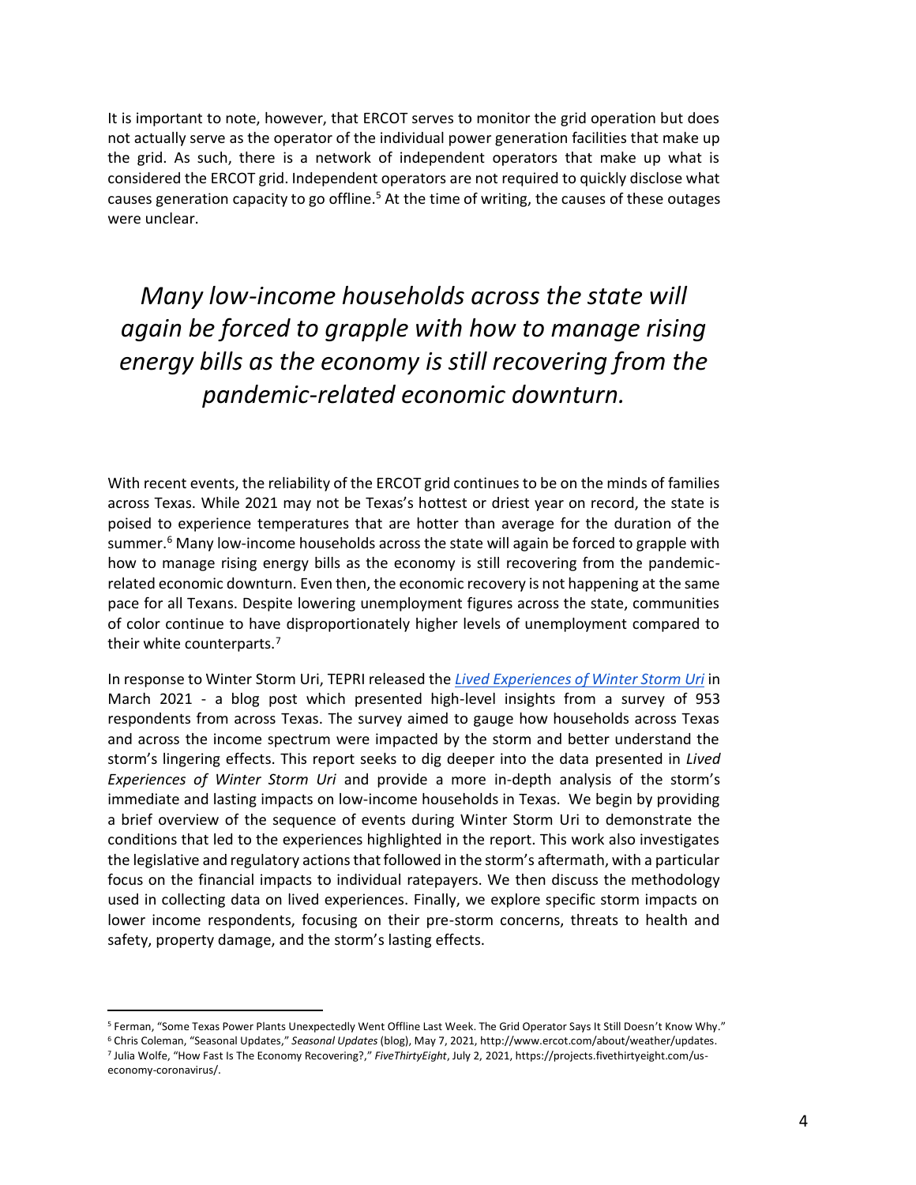It is important to note, however, that ERCOT serves to monitor the grid operation but does not actually serve as the operator of the individual power generation facilities that make up the grid. As such, there is a network of independent operators that make up what is considered the ERCOT grid. Independent operators are not required to quickly disclose what causes generation capacity to go offline.[5] At the time of writing, the causes of these outages were unclear.

> *Many low-income households across the state will again be forced to grapple with how to manage rising energy bills as the economy is still recovering from the pandemic-related economic downturn.*

With recent events, the reliability of the ERCOT grid continues to be on the minds of families across Texas. While 2021 may not be Texas's hottest or driest year on record, the state is poised to experience temperatures that are hotter than average for the duration of the summer.[6] Many low-income households across the state will again be forced to grapple with how to manage rising energy bills as the economy is still recovering from the pandemic-related economic downturn. Even then, the economic recovery is not happening at the same pace for all Texans. Despite lowering unemployment figures across the state, communities of color continue to have disproportionately higher levels of unemployment compared to their white counterparts.[7]

In response to Winter Storm Uri, TEPRI released the *Lived Experiences of Winter Storm Uri* in March 2021 - a blog post which presented high-level insights from a survey of 953 respondents from across Texas. The survey aimed to gauge how households across Texas and across the income spectrum were impacted by the storm and better understand the storm's lingering effects. This report seeks to dig deeper into the data presented in *Lived Experiences of Winter Storm Uri* and provide a more in-depth analysis of the storm's immediate and lasting impacts on low-income households in Texas. We begin by providing a brief overview of the sequence of events during Winter Storm Uri to demonstrate the conditions that led to the experiences highlighted in the report. This work also investigates the legislative and regulatory actions that followed in the storm's aftermath, with a particular focus on the financial impacts to individual ratepayers. We then discuss the methodology used in collecting data on lived experiences. Finally, we explore specific storm impacts on lower income respondents, focusing on their pre-storm concerns, threats to health and safety, property damage, and the storm's lasting effects.

---

[5] Ferman, "Some Texas Power Plants Unexpectedly Went Offline Last Week. The Grid Operator Says It Still Doesn't Know Why."

[6] Chris Coleman, "Seasonal Updates," *Seasonal Updates* (blog), May 7, 2021, http://www.ercot.com/about/weather/updates.

[7] Julia Wolfe, "How Fast Is The Economy Recovering?," *FiveThirtyEight*, July 2, 2021, https://projects.fivethirtyeight.com/us-economy-coronavirus/.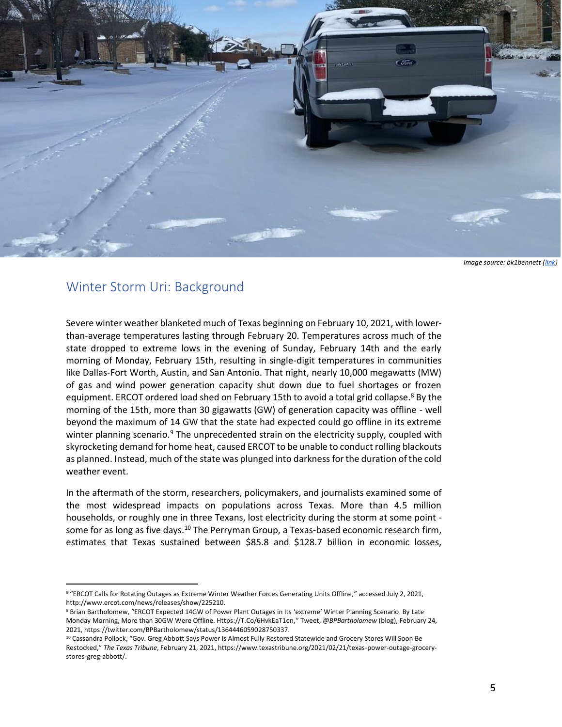*Image source: bk1bennett (link)*

## Winter Storm Uri: Background

Severe winter weather blanketed much of Texas beginning on February 10, 2021, with lower-than-average temperatures lasting through February 20. Temperatures across much of the state dropped to extreme lows in the evening of Sunday, February 14th and the early morning of Monday, February 15th, resulting in single-digit temperatures in communities like Dallas-Fort Worth, Austin, and San Antonio. That night, nearly 10,000 megawatts (MW) of gas and wind power generation capacity shut down due to fuel shortages or frozen equipment. ERCOT ordered load shed on February 15th to avoid a total grid collapse.[8] By the morning of the 15th, more than 30 gigawatts (GW) of generation capacity was offline - well beyond the maximum of 14 GW that the state had expected could go offline in its extreme winter planning scenario.[9] The unprecedented strain on the electricity supply, coupled with skyrocketing demand for home heat, caused ERCOT to be unable to conduct rolling blackouts as planned. Instead, much of the state was plunged into darkness for the duration of the cold weather event.

In the aftermath of the storm, researchers, policymakers, and journalists examined some of the most widespread impacts on populations across Texas. More than 4.5 million households, or roughly one in three Texans, lost electricity during the storm at some point - some for as long as five days.[10] The Perryman Group, a Texas-based economic research firm, estimates that Texas sustained between $85.8 and $128.7 billion in economic losses,

---

[8] "ERCOT Calls for Rotating Outages as Extreme Winter Weather Forces Generating Units Offline," accessed July 2, 2021, http://www.ercot.com/news/releases/show/225210.

[9] Brian Bartholomew, "ERCOT Expected 14GW of Power Plant Outages in Its 'extreme' Winter Planning Scenario. By Late Monday Morning, More than 30GW Were Offline. Https://T.Co/6HvkEaT1en," Tweet, *@BPBartholomew* (blog), February 24, 2021, https://twitter.com/BPBartholomew/status/1364446059028750337.

[10] Cassandra Pollock, "Gov. Greg Abbott Says Power Is Almost Fully Restored Statewide and Grocery Stores Will Soon Be Restocked," *The Texas Tribune*, February 21, 2021, https://www.texastribune.org/2021/02/21/texas-power-outage-grocery-stores-greg-abbott/.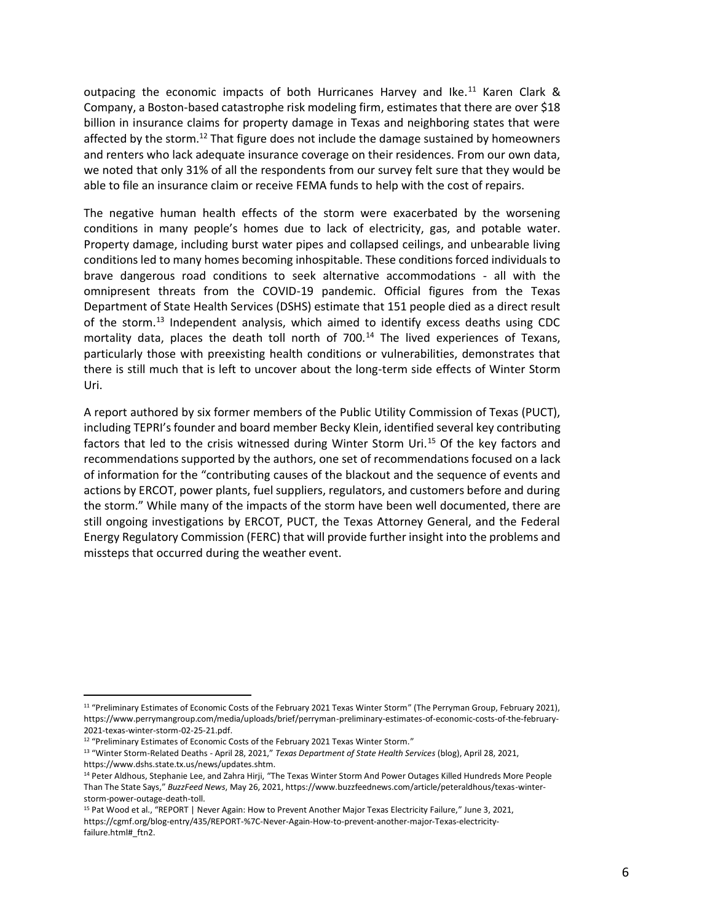outpacing the economic impacts of both Hurricanes Harvey and Ike.[11] Karen Clark & Company, a Boston-based catastrophe risk modeling firm, estimates that there are over $18 billion in insurance claims for property damage in Texas and neighboring states that were affected by the storm.[12] That figure does not include the damage sustained by homeowners and renters who lack adequate insurance coverage on their residences. From our own data, we noted that only 31% of all the respondents from our survey felt sure that they would be able to file an insurance claim or receive FEMA funds to help with the cost of repairs.

The negative human health effects of the storm were exacerbated by the worsening conditions in many people's homes due to lack of electricity, gas, and potable water. Property damage, including burst water pipes and collapsed ceilings, and unbearable living conditions led to many homes becoming inhospitable. These conditions forced individuals to brave dangerous road conditions to seek alternative accommodations - all with the omnipresent threats from the COVID-19 pandemic. Official figures from the Texas Department of State Health Services (DSHS) estimate that 151 people died as a direct result of the storm.[13] Independent analysis, which aimed to identify excess deaths using CDC mortality data, places the death toll north of 700.[14] The lived experiences of Texans, particularly those with preexisting health conditions or vulnerabilities, demonstrates that there is still much that is left to uncover about the long-term side effects of Winter Storm Uri.

A report authored by six former members of the Public Utility Commission of Texas (PUCT), including TEPRI's founder and board member Becky Klein, identified several key contributing factors that led to the crisis witnessed during Winter Storm Uri.[15] Of the key factors and recommendations supported by the authors, one set of recommendations focused on a lack of information for the "contributing causes of the blackout and the sequence of events and actions by ERCOT, power plants, fuel suppliers, regulators, and customers before and during the storm." While many of the impacts of the storm have been well documented, there are still ongoing investigations by ERCOT, PUCT, the Texas Attorney General, and the Federal Energy Regulatory Commission (FERC) that will provide further insight into the problems and missteps that occurred during the weather event.

---

[11] "Preliminary Estimates of Economic Costs of the February 2021 Texas Winter Storm" (The Perryman Group, February 2021), https://www.perrymangroup.com/media/uploads/brief/perryman-preliminary-estimates-of-economic-costs-of-the-february-2021-texas-winter-storm-02-25-21.pdf.

[12] "Preliminary Estimates of Economic Costs of the February 2021 Texas Winter Storm."

[13] "Winter Storm-Related Deaths - April 28, 2021," *Texas Department of State Health Services* (blog), April 28, 2021, https://www.dshs.state.tx.us/news/updates.shtm.

[14] Peter Aldhous, Stephanie Lee, and Zahra Hirji, "The Texas Winter Storm And Power Outages Killed Hundreds More People Than The State Says," *BuzzFeed News*, May 26, 2021, https://www.buzzfeednews.com/article/peteraldhous/texas-winter-storm-power-outage-death-toll.

[15] Pat Wood et al., "REPORT | Never Again: How to Prevent Another Major Texas Electricity Failure," June 3, 2021, https://cgmf.org/blog-entry/435/REPORT-%7C-Never-Again-How-to-prevent-another-major-Texas-electricity-failure.html#_ftn2.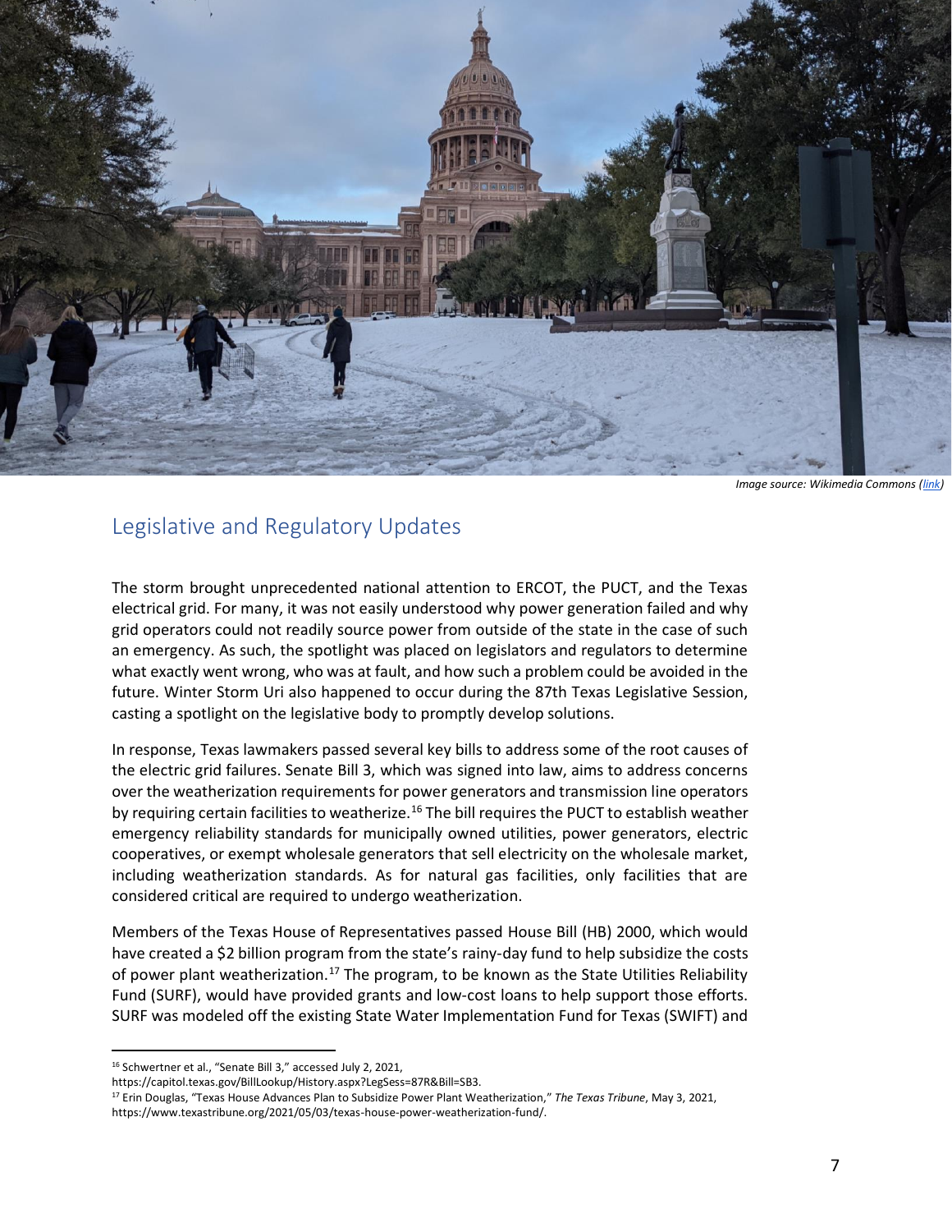*Image source: Wikimedia Commons (link)*

## Legislative and Regulatory Updates

The storm brought unprecedented national attention to ERCOT, the PUCT, and the Texas electrical grid. For many, it was not easily understood why power generation failed and why grid operators could not readily source power from outside of the state in the case of such an emergency. As such, the spotlight was placed on legislators and regulators to determine what exactly went wrong, who was at fault, and how such a problem could be avoided in the future. Winter Storm Uri also happened to occur during the 87th Texas Legislative Session, casting a spotlight on the legislative body to promptly develop solutions.

In response, Texas lawmakers passed several key bills to address some of the root causes of the electric grid failures. Senate Bill 3, which was signed into law, aims to address concerns over the weatherization requirements for power generators and transmission line operators by requiring certain facilities to weatherize.[16] The bill requires the PUCT to establish weather emergency reliability standards for municipally owned utilities, power generators, electric cooperatives, or exempt wholesale generators that sell electricity on the wholesale market, including weatherization standards. As for natural gas facilities, only facilities that are considered critical are required to undergo weatherization.

Members of the Texas House of Representatives passed House Bill (HB) 2000, which would have created a $2 billion program from the state's rainy-day fund to help subsidize the costs of power plant weatherization.[17] The program, to be known as the State Utilities Reliability Fund (SURF), would have provided grants and low-cost loans to help support those efforts. SURF was modeled off the existing State Water Implementation Fund for Texas (SWIFT) and

---

[16] Schwertner et al., "Senate Bill 3," accessed July 2, 2021, https://capitol.texas.gov/BillLookup/History.aspx?LegSess=87R&Bill=SB3.

[17] Erin Douglas, "Texas House Advances Plan to Subsidize Power Plant Weatherization," *The Texas Tribune*, May 3, 2021, https://www.texastribune.org/2021/05/03/texas-house-power-weatherization-fund/.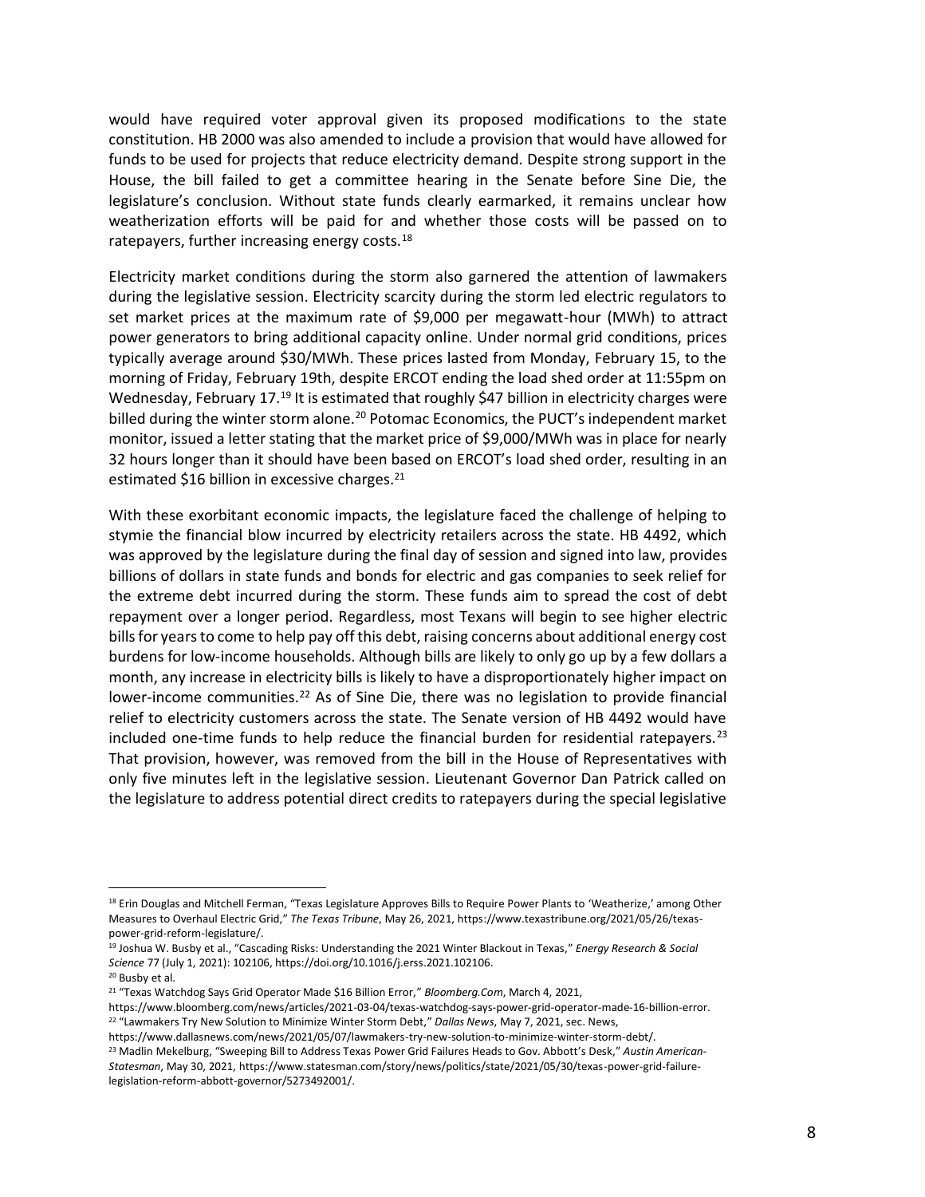would have required voter approval given its proposed modifications to the state constitution. HB 2000 was also amended to include a provision that would have allowed for funds to be used for projects that reduce electricity demand. Despite strong support in the House, the bill failed to get a committee hearing in the Senate before Sine Die, the legislature's conclusion. Without state funds clearly earmarked, it remains unclear how weatherization efforts will be paid for and whether those costs will be passed on to ratepayers, further increasing energy costs.[18]

Electricity market conditions during the storm also garnered the attention of lawmakers during the legislative session. Electricity scarcity during the storm led electric regulators to set market prices at the maximum rate of $9,000 per megawatt-hour (MWh) to attract power generators to bring additional capacity online. Under normal grid conditions, prices typically average around $30/MWh. These prices lasted from Monday, February 15, to the morning of Friday, February 19th, despite ERCOT ending the load shed order at 11:55pm on Wednesday, February 17.[19] It is estimated that roughly $47 billion in electricity charges were billed during the winter storm alone.[20] Potomac Economics, the PUCT's independent market monitor, issued a letter stating that the market price of $9,000/MWh was in place for nearly 32 hours longer than it should have been based on ERCOT's load shed order, resulting in an estimated $16 billion in excessive charges.[21]

With these exorbitant economic impacts, the legislature faced the challenge of helping to stymie the financial blow incurred by electricity retailers across the state. HB 4492, which was approved by the legislature during the final day of session and signed into law, provides billions of dollars in state funds and bonds for electric and gas companies to seek relief for the extreme debt incurred during the storm. These funds aim to spread the cost of debt repayment over a longer period. Regardless, most Texans will begin to see higher electric bills for years to come to help pay off this debt, raising concerns about additional energy cost burdens for low-income households. Although bills are likely to only go up by a few dollars a month, any increase in electricity bills is likely to have a disproportionately higher impact on lower-income communities.[22] As of Sine Die, there was no legislation to provide financial relief to electricity customers across the state. The Senate version of HB 4492 would have included one-time funds to help reduce the financial burden for residential ratepayers.[23] That provision, however, was removed from the bill in the House of Representatives with only five minutes left in the legislative session. Lieutenant Governor Dan Patrick called on the legislature to address potential direct credits to ratepayers during the special legislative

---

[18] Erin Douglas and Mitchell Ferman, "Texas Legislature Approves Bills to Require Power Plants to 'Weatherize,' among Other Measures to Overhaul Electric Grid," *The Texas Tribune*, May 26, 2021, https://www.texastribune.org/2021/05/26/texas-power-grid-reform-legislature/.

[19] Joshua W. Busby et al., "Cascading Risks: Understanding the 2021 Winter Blackout in Texas," *Energy Research & Social Science* 77 (July 1, 2021): 102106, https://doi.org/10.1016/j.erss.2021.102106.

[20] Busby et al.

[21] "Texas Watchdog Says Grid Operator Made $16 Billion Error," *Bloomberg.Com*, March 4, 2021, https://www.bloomberg.com/news/articles/2021-03-04/texas-watchdog-says-power-grid-operator-made-16-billion-error.

[22] "Lawmakers Try New Solution to Minimize Winter Storm Debt," *Dallas News*, May 7, 2021, sec. News, https://www.dallasnews.com/news/2021/05/07/lawmakers-try-new-solution-to-minimize-winter-storm-debt/.

[23] Madlin Mekelburg, "Sweeping Bill to Address Texas Power Grid Failures Heads to Gov. Abbott's Desk," *Austin American-Statesman*, May 30, 2021, https://www.statesman.com/story/news/politics/state/2021/05/30/texas-power-grid-failure-legislation-reform-abbott-governor/5273492001/.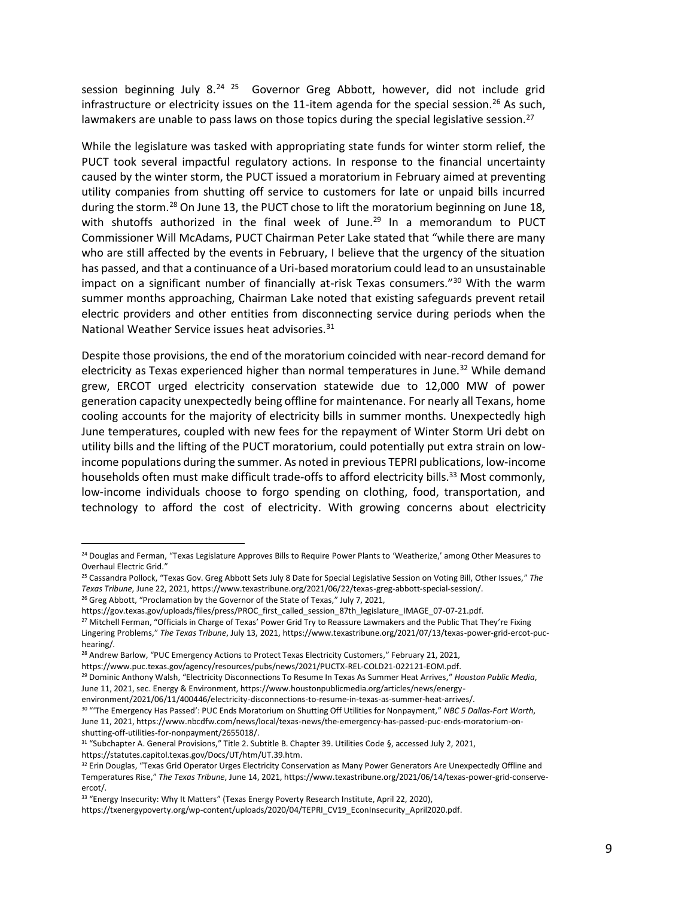session beginning July 8.[24] [25] Governor Greg Abbott, however, did not include grid infrastructure or electricity issues on the 11-item agenda for the special session.[26] As such, lawmakers are unable to pass laws on those topics during the special legislative session.[27]

While the legislature was tasked with appropriating state funds for winter storm relief, the PUCT took several impactful regulatory actions. In response to the financial uncertainty caused by the winter storm, the PUCT issued a moratorium in February aimed at preventing utility companies from shutting off service to customers for late or unpaid bills incurred during the storm.[28] On June 13, the PUCT chose to lift the moratorium beginning on June 18, with shutoffs authorized in the final week of June.[29] In a memorandum to PUCT Commissioner Will McAdams, PUCT Chairman Peter Lake stated that "while there are many who are still affected by the events in February, I believe that the urgency of the situation has passed, and that a continuance of a Uri-based moratorium could lead to an unsustainable impact on a significant number of financially at-risk Texas consumers."[30] With the warm summer months approaching, Chairman Lake noted that existing safeguards prevent retail electric providers and other entities from disconnecting service during periods when the National Weather Service issues heat advisories.[31]

Despite those provisions, the end of the moratorium coincided with near-record demand for electricity as Texas experienced higher than normal temperatures in June.[32] While demand grew, ERCOT urged electricity conservation statewide due to 12,000 MW of power generation capacity unexpectedly being offline for maintenance. For nearly all Texans, home cooling accounts for the majority of electricity bills in summer months. Unexpectedly high June temperatures, coupled with new fees for the repayment of Winter Storm Uri debt on utility bills and the lifting of the PUCT moratorium, could potentially put extra strain on low-income populations during the summer. As noted in previous TEPRI publications, low-income households often must make difficult trade-offs to afford electricity bills.[33] Most commonly, low-income individuals choose to forgo spending on clothing, food, transportation, and technology to afford the cost of electricity. With growing concerns about electricity

---

[24] Douglas and Ferman, "Texas Legislature Approves Bills to Require Power Plants to 'Weatherize,' among Other Measures to Overhaul Electric Grid."

[25] Cassandra Pollock, "Texas Gov. Greg Abbott Sets July 8 Date for Special Legislative Session on Voting Bill, Other Issues," *The Texas Tribune*, June 22, 2021, https://www.texastribune.org/2021/06/22/texas-greg-abbott-special-session/.

[26] Greg Abbott, "Proclamation by the Governor of the State of Texas," July 7, 2021, https://gov.texas.gov/uploads/files/press/PROC_first_called_session_87th_legislature_IMAGE_07-07-21.pdf.

[27] Mitchell Ferman, "Officials in Charge of Texas' Power Grid Try to Reassure Lawmakers and the Public That They're Fixing Lingering Problems," *The Texas Tribune*, July 13, 2021, https://www.texastribune.org/2021/07/13/texas-power-grid-ercot-puc-hearing/.

[28] Andrew Barlow, "PUC Emergency Actions to Protect Texas Electricity Customers," February 21, 2021, https://www.puc.texas.gov/agency/resources/pubs/news/2021/PUCTX-REL-COLD21-022121-EOM.pdf.

[29] Dominic Anthony Walsh, "Electricity Disconnections To Resume In Texas As Summer Heat Arrives," *Houston Public Media*, June 11, 2021, sec. Energy & Environment, https://www.houstonpublicmedia.org/articles/news/energy-environment/2021/06/11/400446/electricity-disconnections-to-resume-in-texas-as-summer-heat-arrives/.

[30] "'The Emergency Has Passed': PUC Ends Moratorium on Shutting Off Utilities for Nonpayment," *NBC 5 Dallas-Fort Worth*, June 11, 2021, https://www.nbcdfw.com/news/local/texas-news/the-emergency-has-passed-puc-ends-moratorium-on-shutting-off-utilities-for-nonpayment/2655018/.

[31] "Subchapter A. General Provisions," Title 2. Subtitle B. Chapter 39. Utilities Code §, accessed July 2, 2021, https://statutes.capitol.texas.gov/Docs/UT/htm/UT.39.htm.

[32] Erin Douglas, "Texas Grid Operator Urges Electricity Conservation as Many Power Generators Are Unexpectedly Offline and Temperatures Rise," *The Texas Tribune*, June 14, 2021, https://www.texastribune.org/2021/06/14/texas-power-grid-conserve-ercot/.

[33] "Energy Insecurity: Why It Matters" (Texas Energy Poverty Research Institute, April 22, 2020), https://txenergypoverty.org/wp-content/uploads/2020/04/TEPRI_CV19_EconInsecurity_April2020.pdf.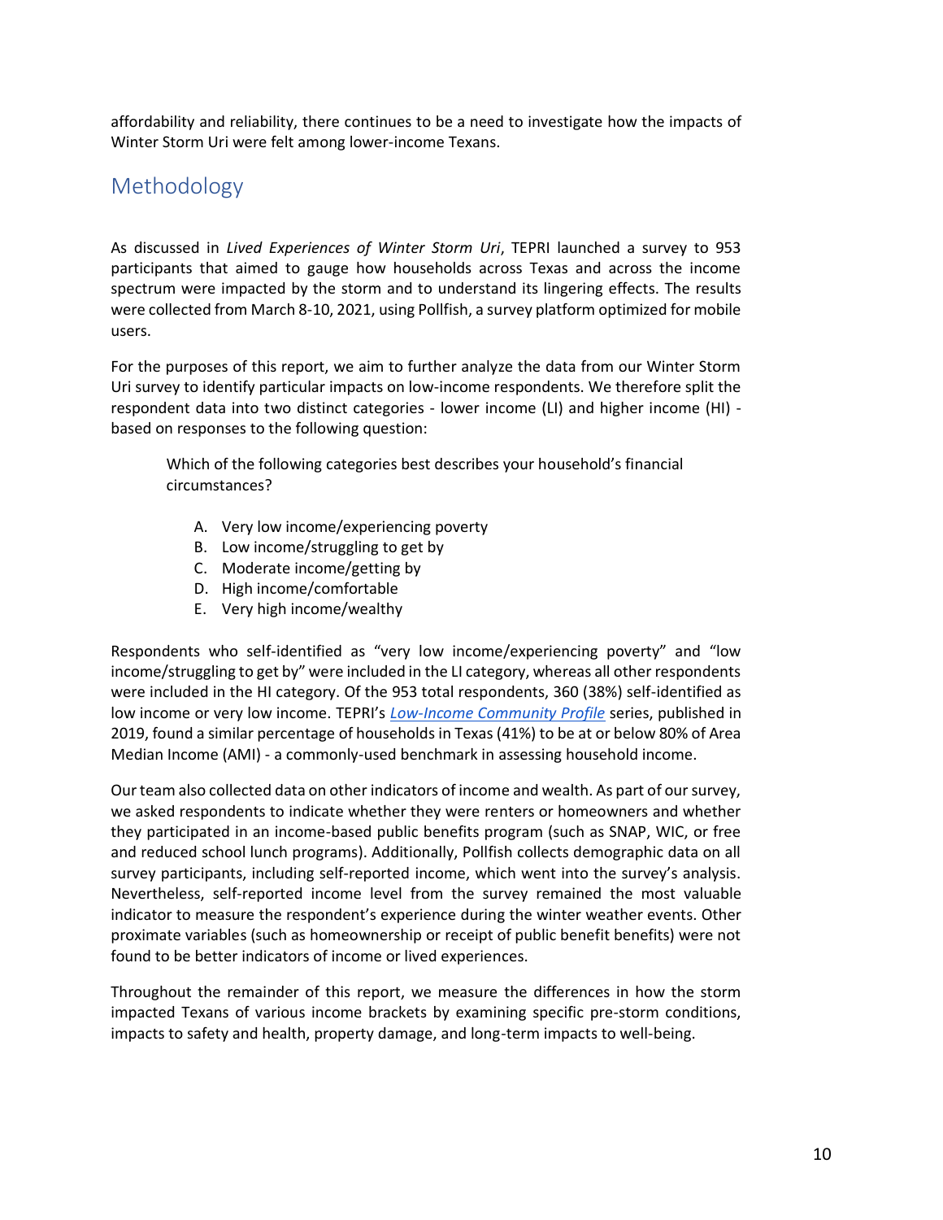affordability and reliability, there continues to be a need to investigate how the impacts of Winter Storm Uri were felt among lower-income Texans.

## Methodology

As discussed in *Lived Experiences of Winter Storm Uri*, TEPRI launched a survey to 953 participants that aimed to gauge how households across Texas and across the income spectrum were impacted by the storm and to understand its lingering effects. The results were collected from March 8-10, 2021, using Pollfish, a survey platform optimized for mobile users.

For the purposes of this report, we aim to further analyze the data from our Winter Storm Uri survey to identify particular impacts on low-income respondents. We therefore split the respondent data into two distinct categories - lower income (LI) and higher income (HI) - based on responses to the following question:

> Which of the following categories best describes your household's financial circumstances?
>
> A. Very low income/experiencing poverty
> B. Low income/struggling to get by
> C. Moderate income/getting by
> D. High income/comfortable
> E. Very high income/wealthy

Respondents who self-identified as "very low income/experiencing poverty" and "low income/struggling to get by" were included in the LI category, whereas all other respondents were included in the HI category. Of the 953 total respondents, 360 (38%) self-identified as low income or very low income. TEPRI's *Low-Income Community Profile* series, published in 2019, found a similar percentage of households in Texas (41%) to be at or below 80% of Area Median Income (AMI) - a commonly-used benchmark in assessing household income.

Our team also collected data on other indicators of income and wealth. As part of our survey, we asked respondents to indicate whether they were renters or homeowners and whether they participated in an income-based public benefits program (such as SNAP, WIC, or free and reduced school lunch programs). Additionally, Pollfish collects demographic data on all survey participants, including self-reported income, which went into the survey's analysis. Nevertheless, self-reported income level from the survey remained the most valuable indicator to measure the respondent's experience during the winter weather events. Other proximate variables (such as homeownership or receipt of public benefit benefits) were not found to be better indicators of income or lived experiences.

Throughout the remainder of this report, we measure the differences in how the storm impacted Texans of various income brackets by examining specific pre-storm conditions, impacts to safety and health, property damage, and long-term impacts to well-being.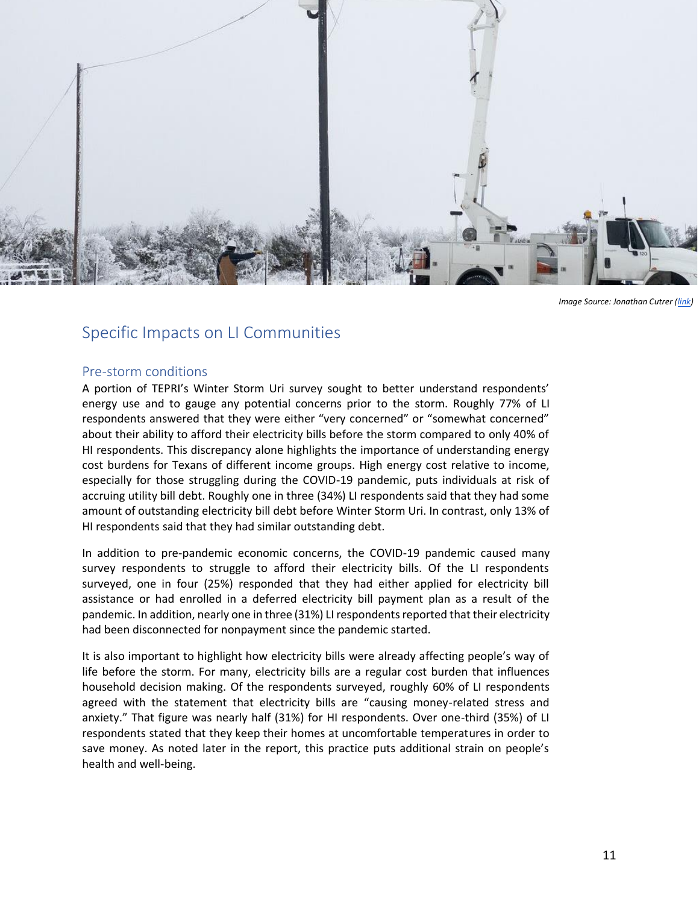*Image Source: Jonathan Cutrer (link)*

## Specific Impacts on LI Communities

### Pre-storm conditions

A portion of TEPRI's Winter Storm Uri survey sought to better understand respondents' energy use and to gauge any potential concerns prior to the storm. Roughly 77% of LI respondents answered that they were either "very concerned" or "somewhat concerned" about their ability to afford their electricity bills before the storm compared to only 40% of HI respondents. This discrepancy alone highlights the importance of understanding energy cost burdens for Texans of different income groups. High energy cost relative to income, especially for those struggling during the COVID-19 pandemic, puts individuals at risk of accruing utility bill debt. Roughly one in three (34%) LI respondents said that they had some amount of outstanding electricity bill debt before Winter Storm Uri. In contrast, only 13% of HI respondents said that they had similar outstanding debt.

In addition to pre-pandemic economic concerns, the COVID-19 pandemic caused many survey respondents to struggle to afford their electricity bills. Of the LI respondents surveyed, one in four (25%) responded that they had either applied for electricity bill assistance or had enrolled in a deferred electricity bill payment plan as a result of the pandemic. In addition, nearly one in three (31%) LI respondents reported that their electricity had been disconnected for nonpayment since the pandemic started.

It is also important to highlight how electricity bills were already affecting people's way of life before the storm. For many, electricity bills are a regular cost burden that influences household decision making. Of the respondents surveyed, roughly 60% of LI respondents agreed with the statement that electricity bills are "causing money-related stress and anxiety." That figure was nearly half (31%) for HI respondents. Over one-third (35%) of LI respondents stated that they keep their homes at uncomfortable temperatures in order to save money. As noted later in the report, this practice puts additional strain on people's health and well-being.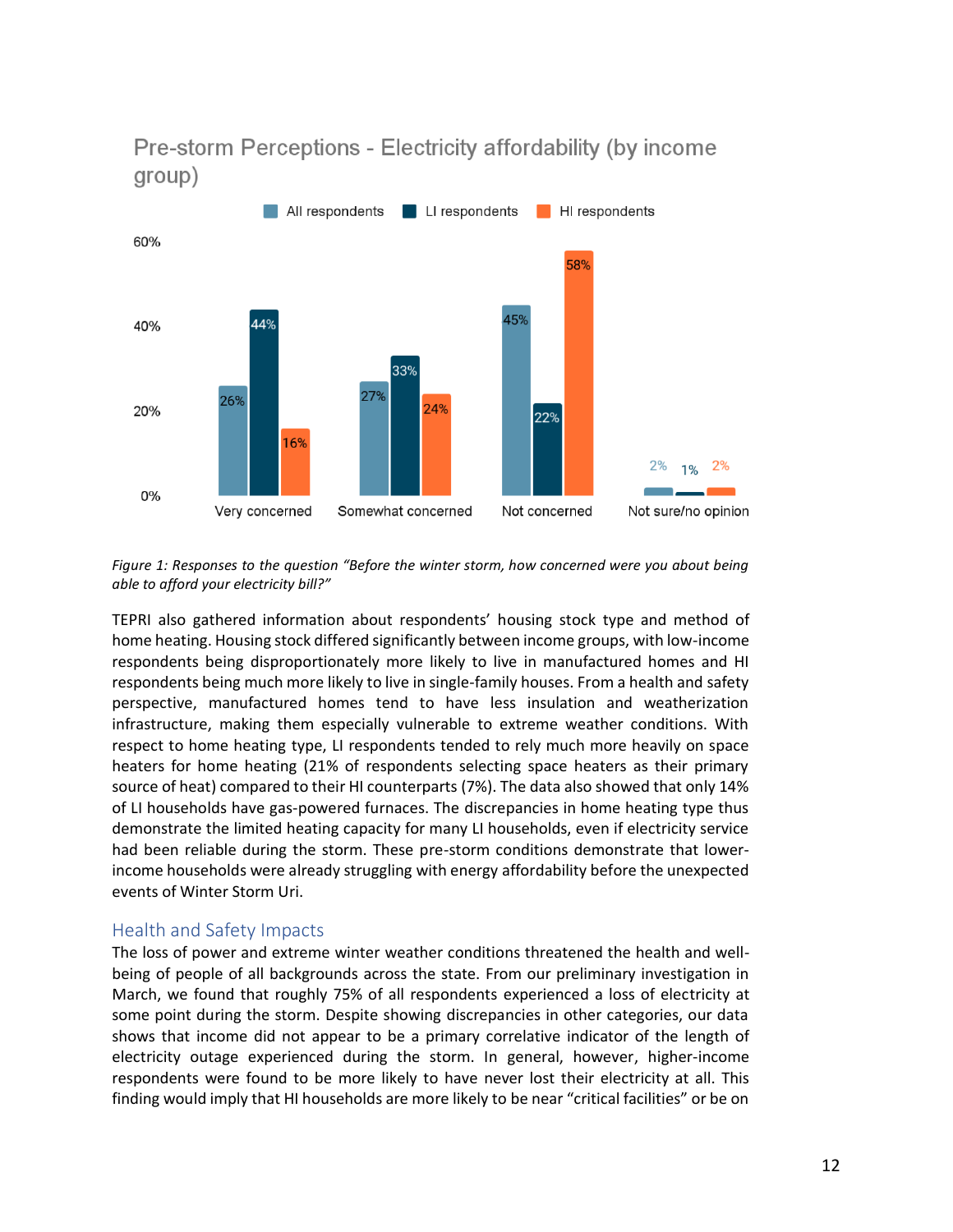### Pre-storm Perceptions - Electricity affordability (by income group)

| | All respondents | LI respondents | HI respondents |
|---|---|---|---|
| Very concerned | 26% | 44% | 16% |
| Somewhat concerned | 27% | 33% | 24% |
| Not concerned | 45% | 22% | 58% |
| Not sure/no opinion | 2% | 1% | 2% |

*Figure 1: Responses to the question "Before the winter storm, how concerned were you about being able to afford your electricity bill?"*

TEPRI also gathered information about respondents' housing stock type and method of home heating. Housing stock differed significantly between income groups, with low-income respondents being disproportionately more likely to live in manufactured homes and HI respondents being much more likely to live in single-family houses. From a health and safety perspective, manufactured homes tend to have less insulation and weatherization infrastructure, making them especially vulnerable to extreme weather conditions. With respect to home heating type, LI respondents tended to rely much more heavily on space heaters for home heating (21% of respondents selecting space heaters as their primary source of heat) compared to their HI counterparts (7%). The data also showed that only 14% of LI households have gas-powered furnaces. The discrepancies in home heating type thus demonstrate the limited heating capacity for many LI households, even if electricity service had been reliable during the storm. These pre-storm conditions demonstrate that lower-income households were already struggling with energy affordability before the unexpected events of Winter Storm Uri.

## Health and Safety Impacts

The loss of power and extreme winter weather conditions threatened the health and well-being of people of all backgrounds across the state. From our preliminary investigation in March, we found that roughly 75% of all respondents experienced a loss of electricity at some point during the storm. Despite showing discrepancies in other categories, our data shows that income did not appear to be a primary correlative indicator of the length of electricity outage experienced during the storm. In general, however, higher-income respondents were found to be more likely to have never lost their electricity at all. This finding would imply that HI households are more likely to be near "critical facilities" or be on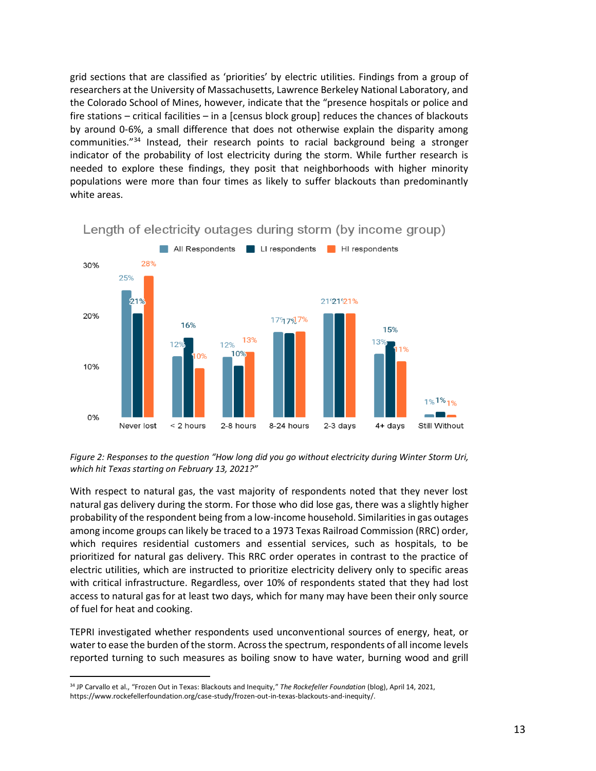grid sections that are classified as 'priorities' by electric utilities. Findings from a group of researchers at the University of Massachusetts, Lawrence Berkeley National Laboratory, and the Colorado School of Mines, however, indicate that the "presence hospitals or police and fire stations – critical facilities – in a [census block group] reduces the chances of blackouts by around 0-6%, a small difference that does not otherwise explain the disparity among communities."[34] Instead, their research points to racial background being a stronger indicator of the probability of lost electricity during the storm. While further research is needed to explore these findings, they posit that neighborhoods with higher minority populations were more than four times as likely to suffer blackouts than predominantly white areas.

**Length of electricity outages during storm (by income group)**

| | All Respondents | LI respondents | HI respondents |
|---|---|---|---|
| Never lost | 25% | 21% | 28% |
| < 2 hours | 12% | 16% | 10% |
| 2-8 hours | 12% | 10% | 13% |
| 8-24 hours | 17% | 17% | 17% |
| 2-3 days | 21% | 21% | 21% |
| 4+ days | 13% | 15% | 11% |
| Still Without | 1% | 1% | 1% |

*Figure 2: Responses to the question "How long did you go without electricity during Winter Storm Uri, which hit Texas starting on February 13, 2021?"*

With respect to natural gas, the vast majority of respondents noted that they never lost natural gas delivery during the storm. For those who did lose gas, there was a slightly higher probability of the respondent being from a low-income household. Similarities in gas outages among income groups can likely be traced to a 1973 Texas Railroad Commission (RRC) order, which requires residential customers and essential services, such as hospitals, to be prioritized for natural gas delivery. This RRC order operates in contrast to the practice of electric utilities, which are instructed to prioritize electricity delivery only to specific areas with critical infrastructure. Regardless, over 10% of respondents stated that they had lost access to natural gas for at least two days, which for many may have been their only source of fuel for heat and cooking.

TEPRI investigated whether respondents used unconventional sources of energy, heat, or water to ease the burden of the storm. Across the spectrum, respondents of all income levels reported turning to such measures as boiling snow to have water, burning wood and grill

---

[34] JP Carvallo et al., "Frozen Out in Texas: Blackouts and Inequity," *The Rockefeller Foundation* (blog), April 14, 2021, https://www.rockefellerfoundation.org/case-study/frozen-out-in-texas-blackouts-and-inequity/.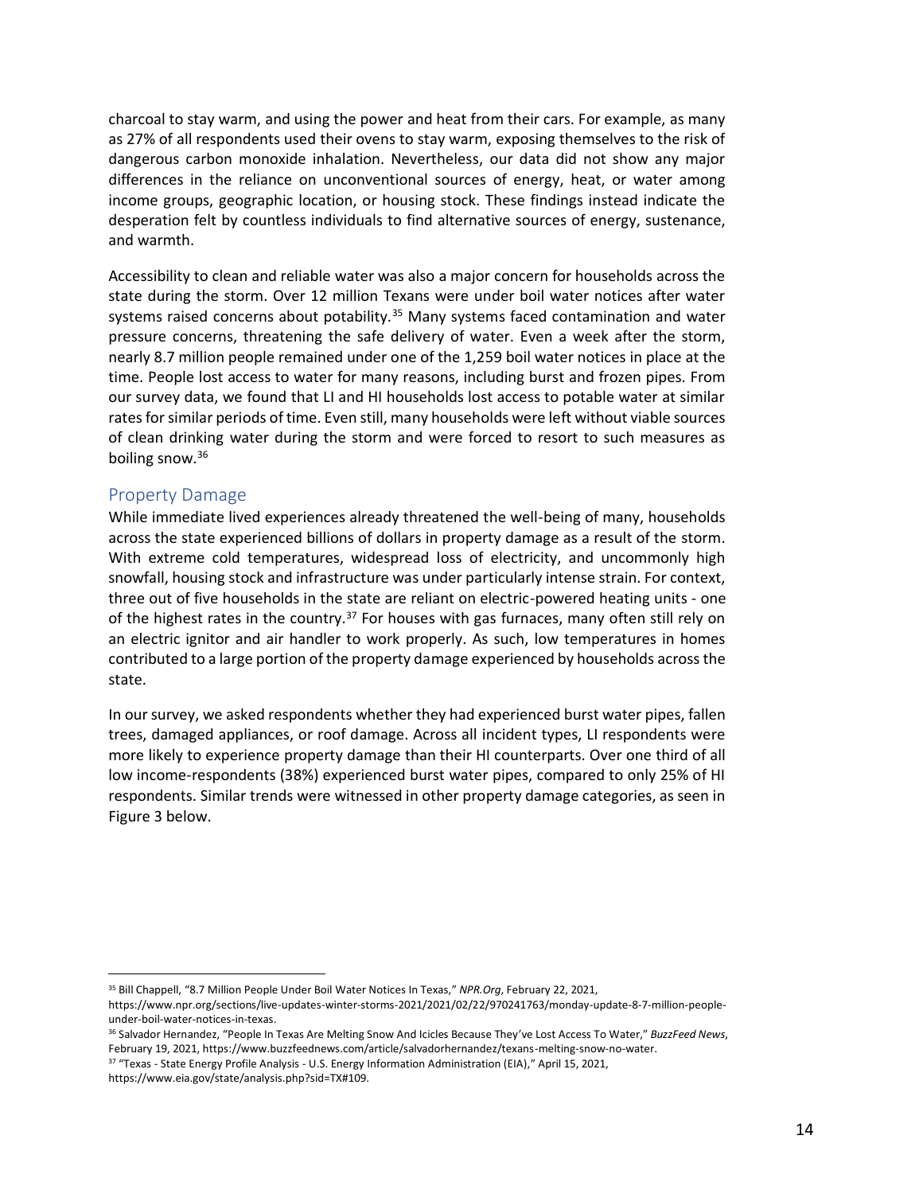charcoal to stay warm, and using the power and heat from their cars. For example, as many as 27% of all respondents used their ovens to stay warm, exposing themselves to the risk of dangerous carbon monoxide inhalation. Nevertheless, our data did not show any major differences in the reliance on unconventional sources of energy, heat, or water among income groups, geographic location, or housing stock. These findings instead indicate the desperation felt by countless individuals to find alternative sources of energy, sustenance, and warmth.

Accessibility to clean and reliable water was also a major concern for households across the state during the storm. Over 12 million Texans were under boil water notices after water systems raised concerns about potability.[35] Many systems faced contamination and water pressure concerns, threatening the safe delivery of water. Even a week after the storm, nearly 8.7 million people remained under one of the 1,259 boil water notices in place at the time. People lost access to water for many reasons, including burst and frozen pipes. From our survey data, we found that LI and HI households lost access to potable water at similar rates for similar periods of time. Even still, many households were left without viable sources of clean drinking water during the storm and were forced to resort to such measures as boiling snow.[36]

## Property Damage

While immediate lived experiences already threatened the well-being of many, households across the state experienced billions of dollars in property damage as a result of the storm. With extreme cold temperatures, widespread loss of electricity, and uncommonly high snowfall, housing stock and infrastructure was under particularly intense strain. For context, three out of five households in the state are reliant on electric-powered heating units - one of the highest rates in the country.[37] For houses with gas furnaces, many often still rely on an electric ignitor and air handler to work properly. As such, low temperatures in homes contributed to a large portion of the property damage experienced by households across the state.

In our survey, we asked respondents whether they had experienced burst water pipes, fallen trees, damaged appliances, or roof damage. Across all incident types, LI respondents were more likely to experience property damage than their HI counterparts. Over one third of all low income-respondents (38%) experienced burst water pipes, compared to only 25% of HI respondents. Similar trends were witnessed in other property damage categories, as seen in Figure 3 below.

---

[35] Bill Chappell, "8.7 Million People Under Boil Water Notices In Texas," *NPR.Org*, February 22, 2021, https://www.npr.org/sections/live-updates-winter-storms-2021/2021/02/22/970241763/monday-update-8-7-million-people-under-boil-water-notices-in-texas.

[36] Salvador Hernandez, "People In Texas Are Melting Snow And Icicles Because They've Lost Access To Water," *BuzzFeed News*, February 19, 2021, https://www.buzzfeednews.com/article/salvadorhernandez/texans-melting-snow-no-water.

[37] "Texas - State Energy Profile Analysis - U.S. Energy Information Administration (EIA)," April 15, 2021, https://www.eia.gov/state/analysis.php?sid=TX#109.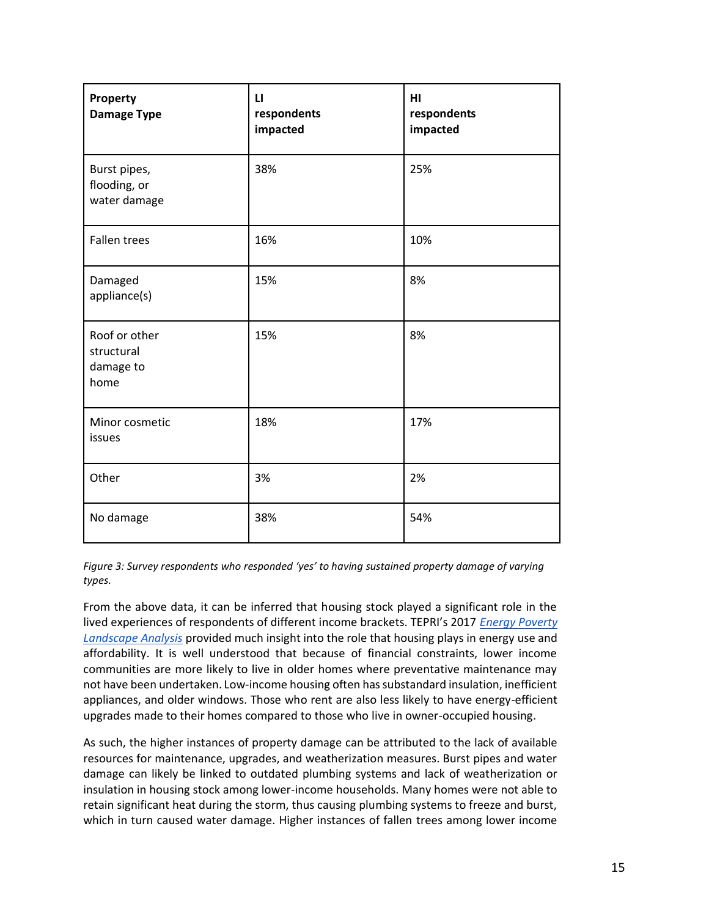| Property Damage Type | LI respondents impacted | HI respondents impacted |
| --- | --- | --- |
| Burst pipes, flooding, or water damage | 38% | 25% |
| Fallen trees | 16% | 10% |
| Damaged appliance(s) | 15% | 8% |
| Roof or other structural damage to home | 15% | 8% |
| Minor cosmetic issues | 18% | 17% |
| Other | 3% | 2% |
| No damage | 38% | 54% |

*Figure 3: Survey respondents who responded 'yes' to having sustained property damage of varying types.*

From the above data, it can be inferred that housing stock played a significant role in the lived experiences of respondents of different income brackets. TEPRI's 2017 *Energy Poverty Landscape Analysis* provided much insight into the role that housing plays in energy use and affordability. It is well understood that because of financial constraints, lower income communities are more likely to live in older homes where preventative maintenance may not have been undertaken. Low-income housing often has substandard insulation, inefficient appliances, and older windows. Those who rent are also less likely to have energy-efficient upgrades made to their homes compared to those who live in owner-occupied housing.

As such, the higher instances of property damage can be attributed to the lack of available resources for maintenance, upgrades, and weatherization measures. Burst pipes and water damage can likely be linked to outdated plumbing systems and lack of weatherization or insulation in housing stock among lower-income households. Many homes were not able to retain significant heat during the storm, thus causing plumbing systems to freeze and burst, which in turn caused water damage. Higher instances of fallen trees among lower income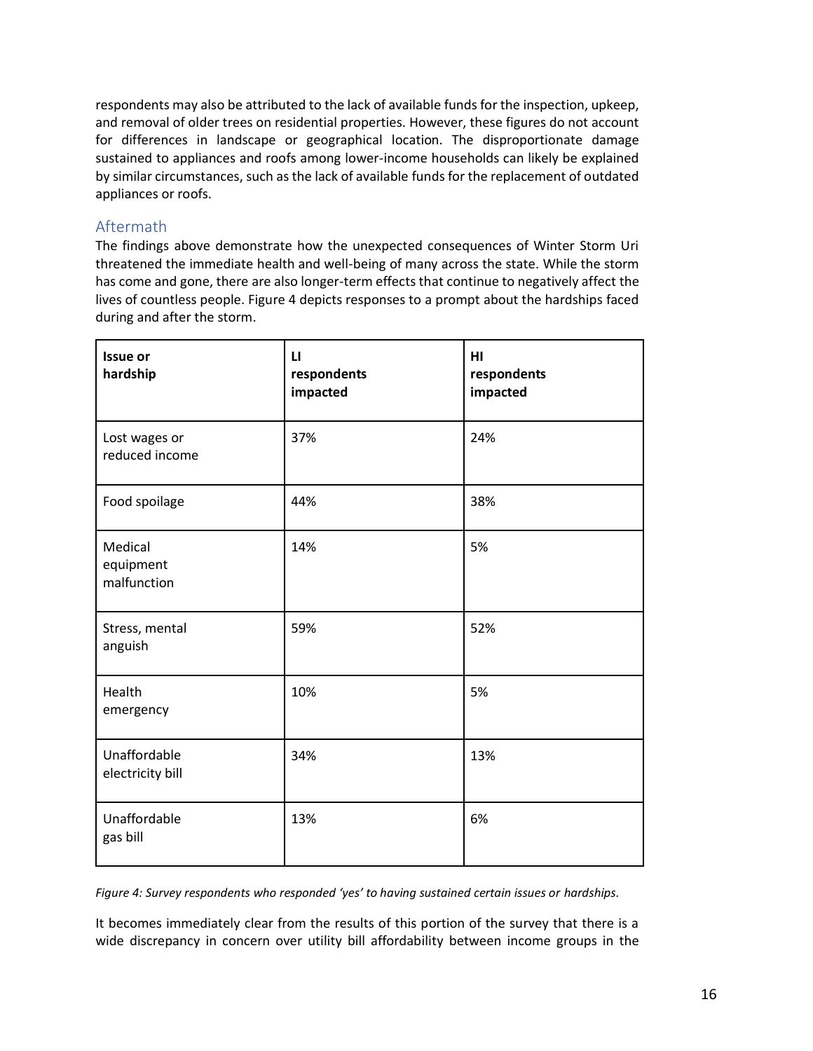respondents may also be attributed to the lack of available funds for the inspection, upkeep, and removal of older trees on residential properties. However, these figures do not account for differences in landscape or geographical location. The disproportionate damage sustained to appliances and roofs among lower-income households can likely be explained by similar circumstances, such as the lack of available funds for the replacement of outdated appliances or roofs.

## Aftermath

The findings above demonstrate how the unexpected consequences of Winter Storm Uri threatened the immediate health and well-being of many across the state. While the storm has come and gone, there are also longer-term effects that continue to negatively affect the lives of countless people. Figure 4 depicts responses to a prompt about the hardships faced during and after the storm.

| Issue or hardship | LI respondents impacted | HI respondents impacted |
|---|---|---|
| Lost wages or reduced income | 37% | 24% |
| Food spoilage | 44% | 38% |
| Medical equipment malfunction | 14% | 5% |
| Stress, mental anguish | 59% | 52% |
| Health emergency | 10% | 5% |
| Unaffordable electricity bill | 34% | 13% |
| Unaffordable gas bill | 13% | 6% |

*Figure 4: Survey respondents who responded 'yes' to having sustained certain issues or hardships.*

It becomes immediately clear from the results of this portion of the survey that there is a wide discrepancy in concern over utility bill affordability between income groups in the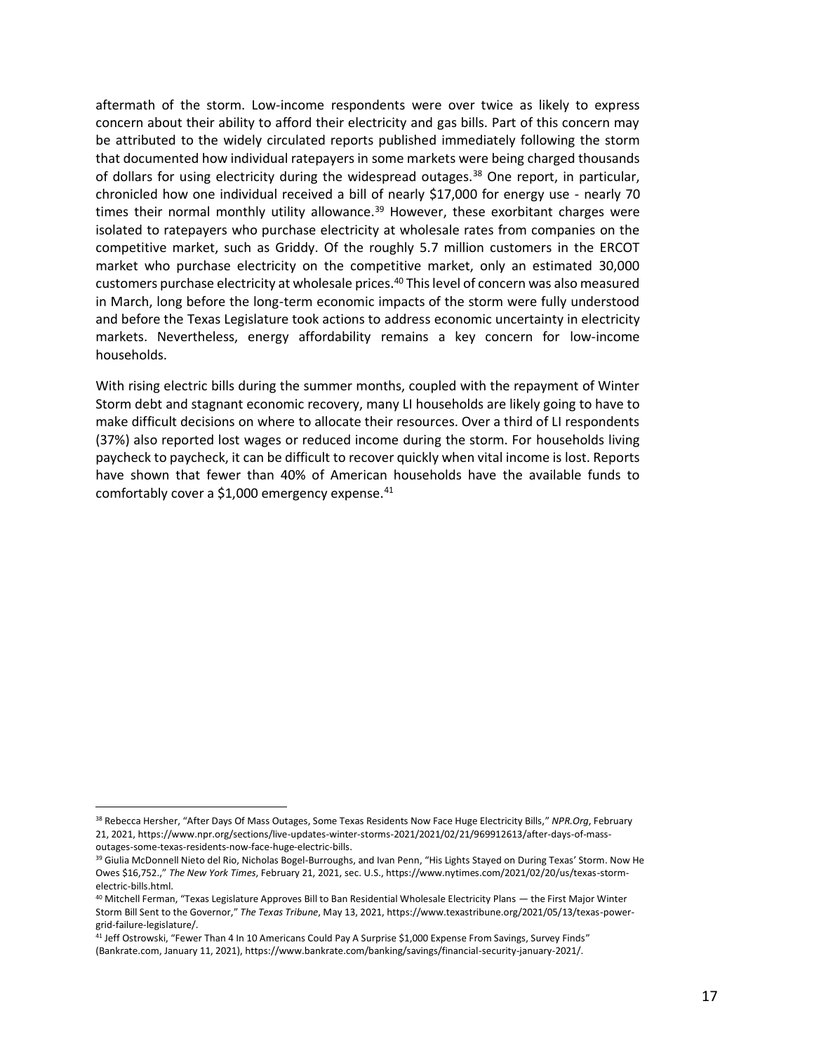aftermath of the storm. Low-income respondents were over twice as likely to express concern about their ability to afford their electricity and gas bills. Part of this concern may be attributed to the widely circulated reports published immediately following the storm that documented how individual ratepayers in some markets were being charged thousands of dollars for using electricity during the widespread outages.[38] One report, in particular, chronicled how one individual received a bill of nearly $17,000 for energy use - nearly 70 times their normal monthly utility allowance.[39] However, these exorbitant charges were isolated to ratepayers who purchase electricity at wholesale rates from companies on the competitive market, such as Griddy. Of the roughly 5.7 million customers in the ERCOT market who purchase electricity on the competitive market, only an estimated 30,000 customers purchase electricity at wholesale prices.[40] This level of concern was also measured in March, long before the long-term economic impacts of the storm were fully understood and before the Texas Legislature took actions to address economic uncertainty in electricity markets. Nevertheless, energy affordability remains a key concern for low-income households.

With rising electric bills during the summer months, coupled with the repayment of Winter Storm debt and stagnant economic recovery, many LI households are likely going to have to make difficult decisions on where to allocate their resources. Over a third of LI respondents (37%) also reported lost wages or reduced income during the storm. For households living paycheck to paycheck, it can be difficult to recover quickly when vital income is lost. Reports have shown that fewer than 40% of American households have the available funds to comfortably cover a $1,000 emergency expense.[41]

---

[38] Rebecca Hersher, "After Days Of Mass Outages, Some Texas Residents Now Face Huge Electricity Bills," *NPR.Org*, February 21, 2021, https://www.npr.org/sections/live-updates-winter-storms-2021/2021/02/21/969912613/after-days-of-mass-outages-some-texas-residents-now-face-huge-electric-bills.

[39] Giulia McDonnell Nieto del Rio, Nicholas Bogel-Burroughs, and Ivan Penn, "His Lights Stayed on During Texas' Storm. Now He Owes $16,752.," *The New York Times*, February 21, 2021, sec. U.S., https://www.nytimes.com/2021/02/20/us/texas-storm-electric-bills.html.

[40] Mitchell Ferman, "Texas Legislature Approves Bill to Ban Residential Wholesale Electricity Plans — the First Major Winter Storm Bill Sent to the Governor," *The Texas Tribune*, May 13, 2021, https://www.texastribune.org/2021/05/13/texas-power-grid-failure-legislature/.

[41] Jeff Ostrowski, "Fewer Than 4 In 10 Americans Could Pay A Surprise $1,000 Expense From Savings, Survey Finds" (Bankrate.com, January 11, 2021), https://www.bankrate.com/banking/savings/financial-security-january-2021/.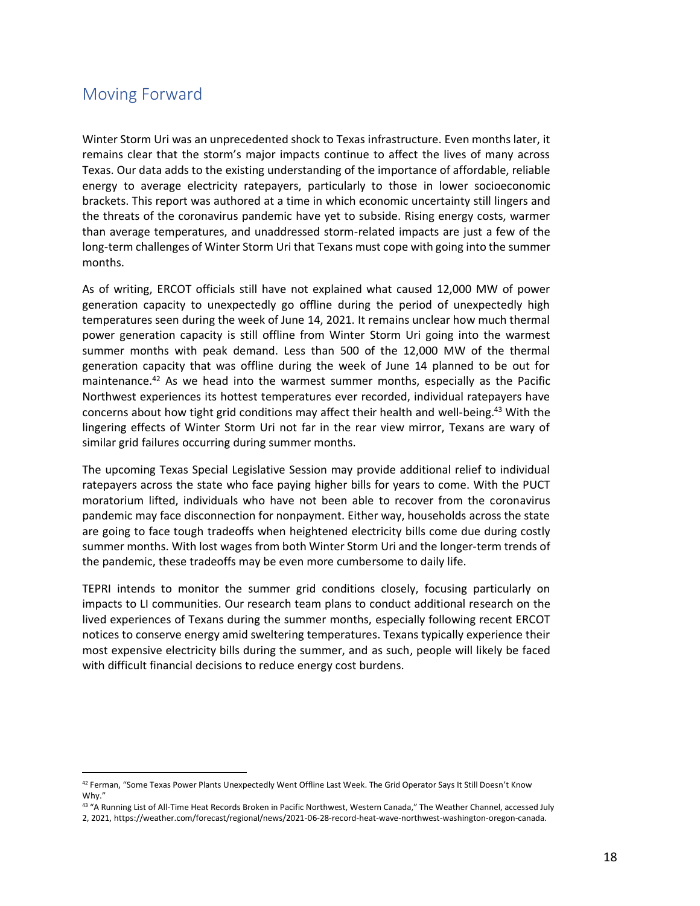## Moving Forward

Winter Storm Uri was an unprecedented shock to Texas infrastructure. Even months later, it remains clear that the storm's major impacts continue to affect the lives of many across Texas. Our data adds to the existing understanding of the importance of affordable, reliable energy to average electricity ratepayers, particularly to those in lower socioeconomic brackets. This report was authored at a time in which economic uncertainty still lingers and the threats of the coronavirus pandemic have yet to subside. Rising energy costs, warmer than average temperatures, and unaddressed storm-related impacts are just a few of the long-term challenges of Winter Storm Uri that Texans must cope with going into the summer months.

As of writing, ERCOT officials still have not explained what caused 12,000 MW of power generation capacity to unexpectedly go offline during the period of unexpectedly high temperatures seen during the week of June 14, 2021. It remains unclear how much thermal power generation capacity is still offline from Winter Storm Uri going into the warmest summer months with peak demand. Less than 500 of the 12,000 MW of the thermal generation capacity that was offline during the week of June 14 planned to be out for maintenance.[42] As we head into the warmest summer months, especially as the Pacific Northwest experiences its hottest temperatures ever recorded, individual ratepayers have concerns about how tight grid conditions may affect their health and well-being.[43] With the lingering effects of Winter Storm Uri not far in the rear view mirror, Texans are wary of similar grid failures occurring during summer months.

The upcoming Texas Special Legislative Session may provide additional relief to individual ratepayers across the state who face paying higher bills for years to come. With the PUCT moratorium lifted, individuals who have not been able to recover from the coronavirus pandemic may face disconnection for nonpayment. Either way, households across the state are going to face tough tradeoffs when heightened electricity bills come due during costly summer months. With lost wages from both Winter Storm Uri and the longer-term trends of the pandemic, these tradeoffs may be even more cumbersome to daily life.

TEPRI intends to monitor the summer grid conditions closely, focusing particularly on impacts to LI communities. Our research team plans to conduct additional research on the lived experiences of Texans during the summer months, especially following recent ERCOT notices to conserve energy amid sweltering temperatures. Texans typically experience their most expensive electricity bills during the summer, and as such, people will likely be faced with difficult financial decisions to reduce energy cost burdens.

---

[42] Ferman, "Some Texas Power Plants Unexpectedly Went Offline Last Week. The Grid Operator Says It Still Doesn't Know Why."

[43] "A Running List of All-Time Heat Records Broken in Pacific Northwest, Western Canada," The Weather Channel, accessed July 2, 2021, https://weather.com/forecast/regional/news/2021-06-28-record-heat-wave-northwest-washington-oregon-canada.